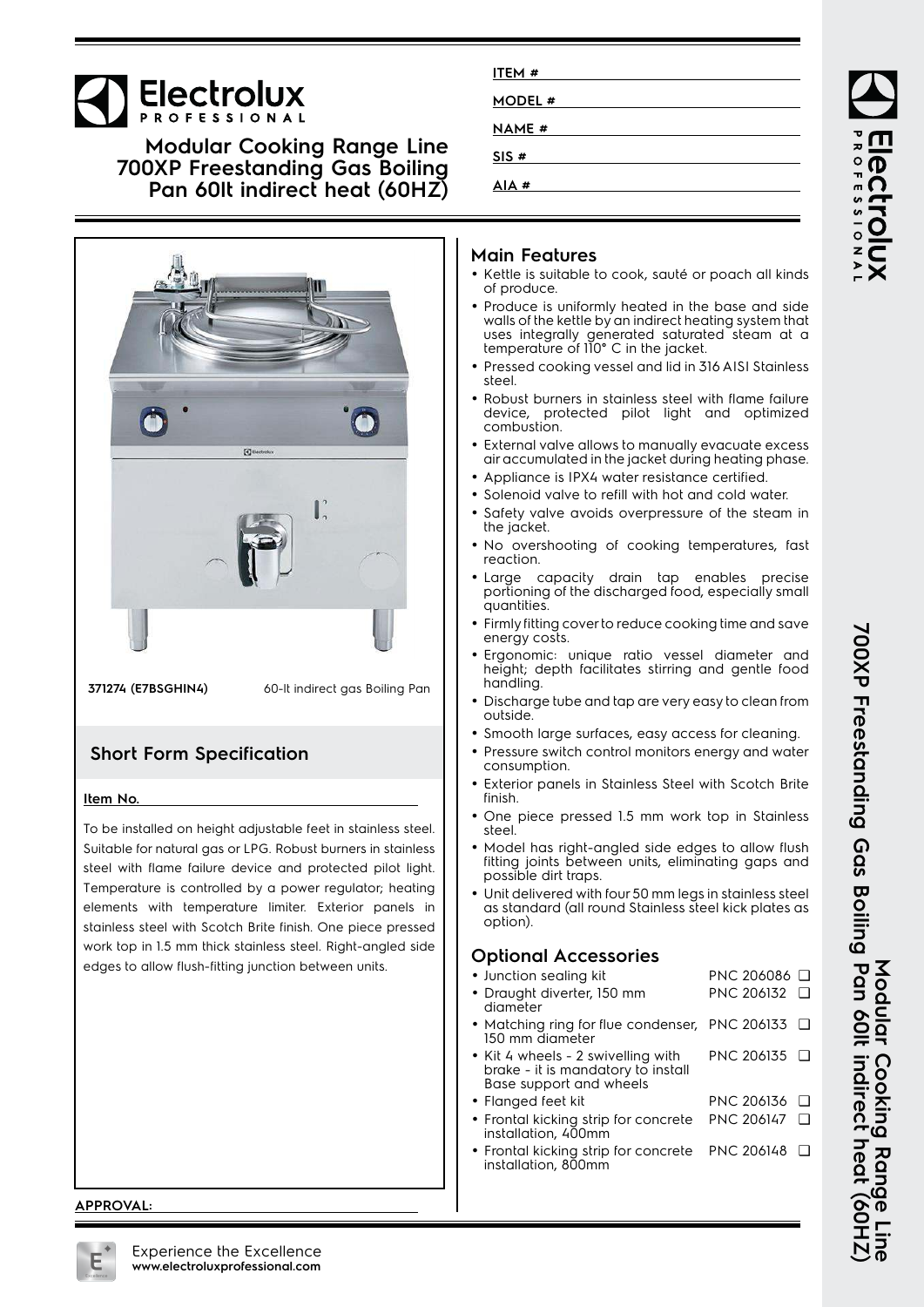# Electrolux PROFESSIONAL

## Modular Cooking Range Line 700XP Freestanding Gas Boiling Pan 60lt indirect heat (60HZ)

ITEM #

MODEL #

NAME #

SIS #

AIA #

**371274 (E7BSGHIN4)** 60-lt indirect gas Boiling Pan

## Short Form Specification

**Item No.**

To be installed on height adjustable feet in stainless steel. Suitable for natural gas or LPG. Robust burners in stainless steel with flame failure device and protected pilot light. Temperature is controlled by a power regulator; heating elements with temperature limiter. Exterior panels in stainless steel with Scotch Brite finish. One piece pressed work top in 1.5 mm thick stainless steel. Right-angled side edges to allow flush-fitting junction between units.

## Main Features

- Kettle is suitable to cook, sauté or poach all kinds of produce.
- Produce is uniformly heated in the base and side walls of the kettle by an indirect heating system that uses integrally generated saturated steam at a temperature of 110° C in the jacket.
- Pressed cooking vessel and lid in 316 AISI Stainless steel.
- Robust burners in stainless steel with flame failure device, protected pilot light and optimized combustion.
- External valve allows to manually evacuate excess air accumulated in the jacket during heating phase.
- Appliance is IPX4 water resistance certified.
- Solenoid valve to refill with hot and cold water.
- Safety valve avoids overpressure of the steam in the jacket.
- No overshooting of cooking temperatures, fast reaction.
- Large capacity drain tap enables precise portioning of the discharged food, especially small quantities.
- Firmly fitting cover to reduce cooking time and save energy costs.
- Ergonomic: unique ratio vessel diameter and height; depth facilitates stirring and gentle food handling.
- Discharge tube and tap are very easy to clean from outside.
- Smooth large surfaces, easy access for cleaning.
- Pressure switch control monitors energy and water consumption.
- Exterior panels in Stainless Steel with Scotch Brite finish.
- One piece pressed 1.5 mm work top in Stainless steel.
- Model has right-angled side edges to allow flush fitting joints between units, eliminating gaps and possible dirt traps.
- Unit delivered with four 50 mm legs in stainless steel as standard (all round Stainless steel kick plates as option).

## Optional Accessories

- Junction sealing kit — PNC 206086 ❑
- Draught diverter, 150 mm diameter — PNC 206132 ❑
- Matching ring for flue condenser, 150 mm diameter — PNC 206133 ❑
- Kit 4 wheels - 2 swivelling with brake - it is mandatory to install Base support and wheels — PNC 206135 ❑
- Flanged feet kit — PNC 206136 ❑
- Frontal kicking strip for concrete installation, 400mm — PNC 206147 ❑
- Frontal kicking strip for concrete installation, 800mm — PNC 206148 ❑

**APPROVAL:**

Experience the Excellence
**www.electroluxprofessional.com**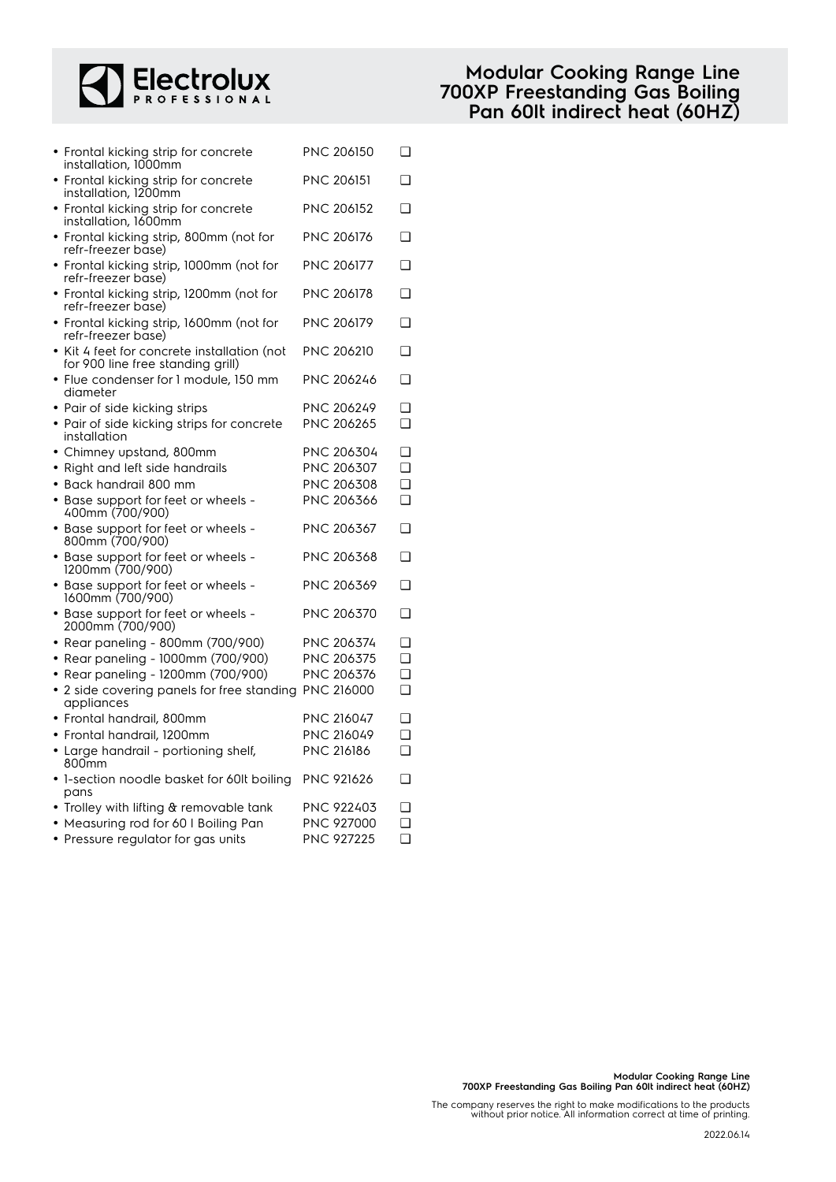- Frontal kicking strip for concrete installation, 1000mm PNC 206150 ❑
- Frontal kicking strip for concrete installation, 1200mm PNC 206151 ❑
- Frontal kicking strip for concrete installation, 1600mm PNC 206152 ❑
- Frontal kicking strip, 800mm (not for refr-freezer base) PNC 206176 ❑
- Frontal kicking strip, 1000mm (not for refr-freezer base) PNC 206177 ❑
- Frontal kicking strip, 1200mm (not for refr-freezer base) PNC 206178 ❑
- Frontal kicking strip, 1600mm (not for refr-freezer base) PNC 206179 ❑
- Kit 4 feet for concrete installation (not for 900 line free standing grill) PNC 206210 ❑
- Flue condenser for 1 module, 150 mm diameter PNC 206246 ❑
- Pair of side kicking strips PNC 206249 ❑
- Pair of side kicking strips for concrete installation PNC 206265 ❑
- Chimney upstand, 800mm PNC 206304 ❑
- Right and left side handrails PNC 206307 ❑
- Back handrail 800 mm PNC 206308 ❑
- Base support for feet or wheels - 400mm (700/900) PNC 206366 ❑
- Base support for feet or wheels - 800mm (700/900) PNC 206367 ❑
- Base support for feet or wheels - 1200mm (700/900) PNC 206368 ❑
- Base support for feet or wheels - 1600mm (700/900) PNC 206369 ❑
- Base support for feet or wheels - 2000mm (700/900) PNC 206370 ❑
- Rear paneling - 800mm (700/900) PNC 206374 ❑
- Rear paneling - 1000mm (700/900) PNC 206375 ❑
- Rear paneling - 1200mm (700/900) PNC 206376 ❑
- 2 side covering panels for free standing appliances PNC 216000 ❑
- Frontal handrail, 800mm PNC 216047 ❑
- Frontal handrail, 1200mm PNC 216049 ❑
- Large handrail - portioning shelf, 800mm PNC 216186 ❑
- 1-section noodle basket for 60lt boiling pans PNC 921626 ❑
- Trolley with lifting & removable tank PNC 922403 ❑
- Measuring rod for 60 l Boiling Pan PNC 927000 ❑
- Pressure regulator for gas units PNC 927225 ❑

The company reserves the right to make modifications to the products without prior notice. All information correct at time of printing.

2022.06.14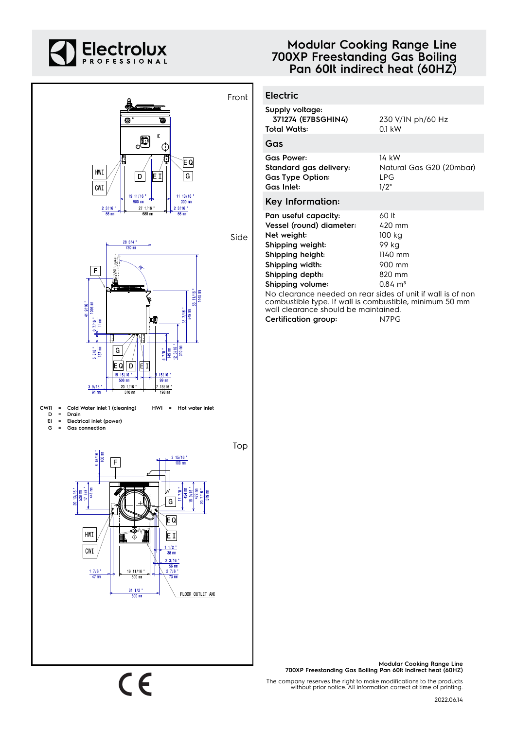# Modular Cooking Range Line 700XP Freestanding Gas Boiling Pan 60lt indirect heat (60HZ)

Front

Side

CWI1 = Cold Water inlet 1 (cleaning)
D = Drain
EI = Electrical inlet (power)
G = Gas connection
HWI = Hot water inlet

Top

## Electric

| | |
|---|---|
| **Supply voltage:** | |
| **371274 (E7BSGHIN4)** | 230 V/1N ph/60 Hz |
| **Total Watts:** | 0.1 kW |

## Gas

| | |
|---|---|
| **Gas Power:** | 14 kW |
| **Standard gas delivery:** | Natural Gas G20 (20mbar) |
| **Gas Type Option:** | LPG |
| **Gas Inlet:** | 1/2" |

## Key Information:

| | |
|---|---|
| **Pan useful capacity:** | 60 lt |
| **Vessel (round) diameter:** | 420 mm |
| **Net weight:** | 100 kg |
| **Shipping weight:** | 99 kg |
| **Shipping height:** | 1140 mm |
| **Shipping width:** | 900 mm |
| **Shipping depth:** | 820 mm |
| **Shipping volume:** | 0.84 m³ |

No clearance needed on rear sides of unit if wall is of non combustible type. If wall is combustible, minimum 50 mm wall clearance should be maintained.

| | |
|---|---|
| **Certification group:** | N7PG |

The company reserves the right to make modifications to the products without prior notice. All information correct at time of printing.

2022.06.14